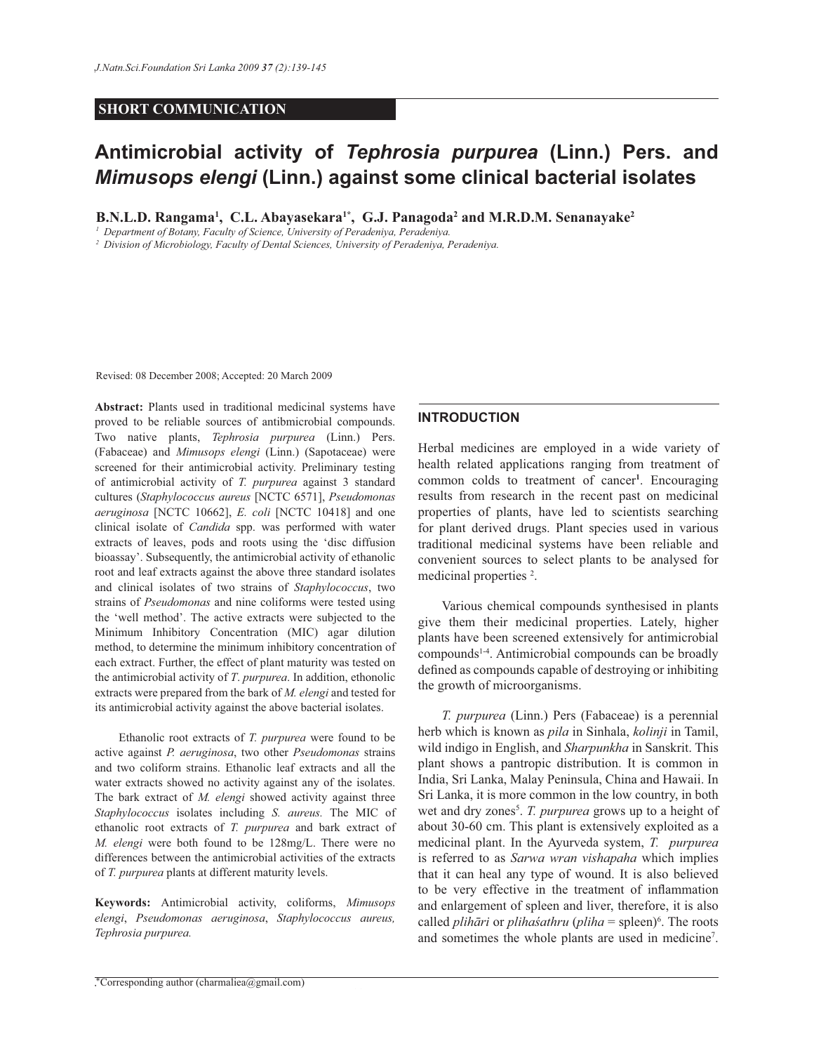## SHORT COMMUNICATION

# Antimicrobial activity of *Tephrosia purpurea* (Linn.) Pers. and *Mimusops elengi* (Linn.) against some clinical bacterial isolates

**B.N.L.D. Rangama[1], C.L. Abayasekara[1*], G.J. Panagoda[2] and M.R.D.M. Senanayake[2]**

[1] *Department of Botany, Faculty of Science, University of Peradeniya, Peradeniya.*
[2] *Division of Microbiology, Faculty of Dental Sciences, University of Peradeniya, Peradeniya.*

Revised: 08 December 2008; Accepted: 20 March 2009

**Abstract:** Plants used in traditional medicinal systems have proved to be reliable sources of antibmicrobial compounds. Two native plants, *Tephrosia purpurea* (Linn.) Pers. (Fabaceae) and *Mimusops elengi* (Linn.) (Sapotaceae) were screened for their antimicrobial activity. Preliminary testing of antimicrobial activity of *T. purpurea* against 3 standard cultures (*Staphylococcus aureus* [NCTC 6571], *Pseudomonas aeruginosa* [NCTC 10662], *E. coli* [NCTC 10418] and one clinical isolate of *Candida* spp. was performed with water extracts of leaves, pods and roots using the 'disc diffusion bioassay'. Subsequently, the antimicrobial activity of ethanolic root and leaf extracts against the above three standard isolates and clinical isolates of two strains of *Staphylococcus*, two strains of *Pseudomonas* and nine coliforms were tested using the 'well method'. The active extracts were subjected to the Minimum Inhibitory Concentration (MIC) agar dilution method, to determine the minimum inhibitory concentration of each extract. Further, the effect of plant maturity was tested on the antimicrobial activity of *T. purpurea*. In addition, ethonolic extracts were prepared from the bark of *M. elengi* and tested for its antimicrobial activity against the above bacterial isolates.

Ethanolic root extracts of *T. purpurea* were found to be active against *P. aeruginosa*, two other *Pseudomonas* strains and two coliform strains. Ethanolic leaf extracts and all the water extracts showed no activity against any of the isolates. The bark extract of *M. elengi* showed activity against three *Staphylococcus* isolates including *S. aureus.* The MIC of ethanolic root extracts of *T. purpurea* and bark extract of *M. elengi* were both found to be 128mg/L. There were no differences between the antimicrobial activities of the extracts of *T. purpurea* plants at different maturity levels.

**Keywords:** Antimicrobial activity, coliforms, *Mimusops elengi*, *Pseudomonas aeruginosa*, *Staphylococcus aureus, Tephrosia purpurea.*

## INTRODUCTION

Herbal medicines are employed in a wide variety of health related applications ranging from treatment of common colds to treatment of cancer[1]. Encouraging results from research in the recent past on medicinal properties of plants, have led to scientists searching for plant derived drugs. Plant species used in various traditional medicinal systems have been reliable and convenient sources to select plants to be analysed for medicinal properties [2].

Various chemical compounds synthesised in plants give them their medicinal properties. Lately, higher plants have been screened extensively for antimicrobial compounds[1-4]. Antimicrobial compounds can be broadly defined as compounds capable of destroying or inhibiting the growth of microorganisms.

*T. purpurea* (Linn.) Pers (Fabaceae) is a perennial herb which is known as *pila* in Sinhala, *kolinji* in Tamil, wild indigo in English, and *Sharpunkha* in Sanskrit. This plant shows a pantropic distribution. It is common in India, Sri Lanka, Malay Peninsula, China and Hawaii. In Sri Lanka, it is more common in the low country, in both wet and dry zones[5]. *T. purpurea* grows up to a height of about 30-60 cm. This plant is extensively exploited as a medicinal plant. In the Ayurveda system, *T. purpurea* is referred to as *Sarwa wran vishapaha* which implies that it can heal any type of wound. It is also believed to be very effective in the treatment of inflammation and enlargement of spleen and liver, therefore, it is also called *plihāri* or *plihaśathru* (*pliha* = spleen)[6]. The roots and sometimes the whole plants are used in medicine[7].

*Corresponding author (charmaliea@gmail.com)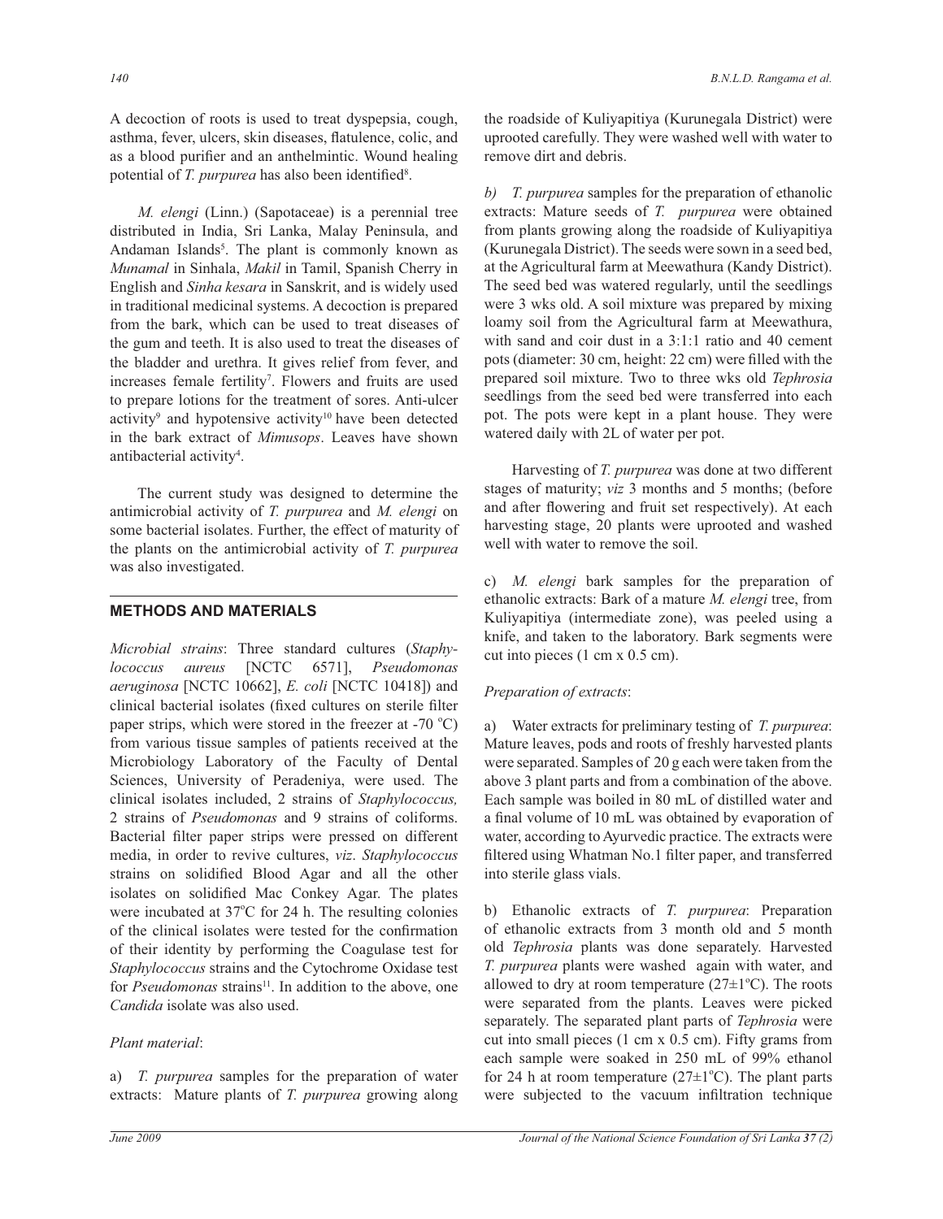A decoction of roots is used to treat dyspepsia, cough, asthma, fever, ulcers, skin diseases, flatulence, colic, and as a blood purifier and an anthelmintic. Wound healing potential of *T. purpurea* has also been identified[8].

*M. elengi* (Linn.) (Sapotaceae) is a perennial tree distributed in India, Sri Lanka, Malay Peninsula, and Andaman Islands[5]. The plant is commonly known as *Munamal* in Sinhala, *Makil* in Tamil, Spanish Cherry in English and *Sinha kesara* in Sanskrit, and is widely used in traditional medicinal systems. A decoction is prepared from the bark, which can be used to treat diseases of the gum and teeth. It is also used to treat the diseases of the bladder and urethra. It gives relief from fever, and increases female fertility[7]. Flowers and fruits are used to prepare lotions for the treatment of sores. Anti-ulcer activity[9] and hypotensive activity[10] have been detected in the bark extract of *Mimusops*. Leaves have shown antibacterial activity[4].

The current study was designed to determine the antimicrobial activity of *T. purpurea* and *M. elengi* on some bacterial isolates. Further, the effect of maturity of the plants on the antimicrobial activity of *T. purpurea* was also investigated.

## METHODS AND MATERIALS

*Microbial strains*: Three standard cultures (*Staphylococcus aureus* [NCTC 6571], *Pseudomonas aeruginosa* [NCTC 10662], *E. coli* [NCTC 10418]) and clinical bacterial isolates (fixed cultures on sterile filter paper strips, which were stored in the freezer at -70 °C) from various tissue samples of patients received at the Microbiology Laboratory of the Faculty of Dental Sciences, University of Peradeniya, were used. The clinical isolates included, 2 strains of *Staphylococcus,* 2 strains of *Pseudomonas* and 9 strains of coliforms. Bacterial filter paper strips were pressed on different media, in order to revive cultures, *viz*. *Staphylococcus* strains on solidified Blood Agar and all the other isolates on solidified Mac Conkey Agar. The plates were incubated at 37°C for 24 h. The resulting colonies of the clinical isolates were tested for the confirmation of their identity by performing the Coagulase test for *Staphylococcus* strains and the Cytochrome Oxidase test for *Pseudomonas* strains[11]. In addition to the above, one *Candida* isolate was also used.

*Plant material*:

a) *T. purpurea* samples for the preparation of water extracts: Mature plants of *T. purpurea* growing along the roadside of Kuliyapitiya (Kurunegala District) were uprooted carefully. They were washed well with water to remove dirt and debris.

b) *T. purpurea* samples for the preparation of ethanolic extracts: Mature seeds of *T. purpurea* were obtained from plants growing along the roadside of Kuliyapitiya (Kurunegala District). The seeds were sown in a seed bed, at the Agricultural farm at Meewathura (Kandy District). The seed bed was watered regularly, until the seedlings were 3 wks old. A soil mixture was prepared by mixing loamy soil from the Agricultural farm at Meewathura, with sand and coir dust in a 3:1:1 ratio and 40 cement pots (diameter: 30 cm, height: 22 cm) were filled with the prepared soil mixture. Two to three wks old *Tephrosia* seedlings from the seed bed were transferred into each pot. The pots were kept in a plant house. They were watered daily with 2L of water per pot.

Harvesting of *T. purpurea* was done at two different stages of maturity; *viz* 3 months and 5 months; (before and after flowering and fruit set respectively). At each harvesting stage, 20 plants were uprooted and washed well with water to remove the soil.

c) *M. elengi* bark samples for the preparation of ethanolic extracts: Bark of a mature *M. elengi* tree, from Kuliyapitiya (intermediate zone), was peeled using a knife, and taken to the laboratory. Bark segments were cut into pieces (1 cm x 0.5 cm).

*Preparation of extracts*:

a) Water extracts for preliminary testing of *T. purpurea*: Mature leaves, pods and roots of freshly harvested plants were separated. Samples of 20 g each were taken from the above 3 plant parts and from a combination of the above. Each sample was boiled in 80 mL of distilled water and a final volume of 10 mL was obtained by evaporation of water, according to Ayurvedic practice. The extracts were filtered using Whatman No.1 filter paper, and transferred into sterile glass vials.

b) Ethanolic extracts of *T. purpurea*: Preparation of ethanolic extracts from 3 month old and 5 month old *Tephrosia* plants was done separately. Harvested *T. purpurea* plants were washed again with water, and allowed to dry at room temperature (27±1°C). The roots were separated from the plants. Leaves were picked separately. The separated plant parts of *Tephrosia* were cut into small pieces (1 cm x 0.5 cm). Fifty grams from each sample were soaked in 250 mL of 99% ethanol for 24 h at room temperature (27±1°C). The plant parts were subjected to the vacuum infiltration technique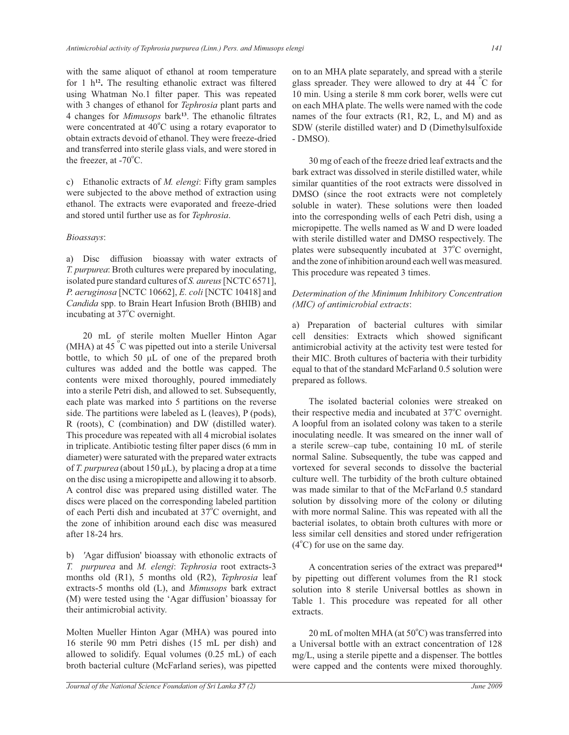with the same aliquot of ethanol at room temperature for 1 h[12]. The resulting ethanolic extract was filtered using Whatman No.1 filter paper. This was repeated with 3 changes of ethanol for *Tephrosia* plant parts and 4 changes for *Mimusops* bark[13]. The ethanolic filtrates were concentrated at 40°C using a rotary evaporator to obtain extracts devoid of ethanol. They were freeze-dried and transferred into sterile glass vials, and were stored in the freezer, at -70°C.

c) Ethanolic extracts of *M. elengi*: Fifty gram samples were subjected to the above method of extraction using ethanol. The extracts were evaporated and freeze-dried and stored until further use as for *Tephrosia*.

*Bioassays*:

a) Disc diffusion bioassay with water extracts of *T. purpurea*: Broth cultures were prepared by inoculating, isolated pure standard cultures of *S. aureus* [NCTC 6571], *P. aeruginosa* [NCTC 10662], *E. coli* [NCTC 10418] and *Candida* spp. to Brain Heart Infusion Broth (BHIB) and incubating at 37°C overnight.

20 mL of sterile molten Mueller Hinton Agar (MHA) at 45 °C was pipetted out into a sterile Universal bottle, to which 50 µL of one of the prepared broth cultures was added and the bottle was capped. The contents were mixed thoroughly, poured immediately into a sterile Petri dish, and allowed to set. Subsequently, each plate was marked into 5 partitions on the reverse side. The partitions were labeled as L (leaves), P (pods), R (roots), C (combination) and DW (distilled water). This procedure was repeated with all 4 microbial isolates in triplicate. Antibiotic testing filter paper discs (6 mm in diameter) were saturated with the prepared water extracts of *T. purpurea* (about 150 µL), by placing a drop at a time on the disc using a micropipette and allowing it to absorb. A control disc was prepared using distilled water. The discs were placed on the corresponding labeled partition of each Perti dish and incubated at 37°C overnight, and the zone of inhibition around each disc was measured after 18-24 hrs.

b) 'Agar diffusion' bioassay with ethonolic extracts of *T. purpurea* and *M. elengi*: *Tephrosia* root extracts-3 months old (R1), 5 months old (R2), *Tephrosia* leaf extracts-5 months old (L), and *Mimusops* bark extract (M) were tested using the 'Agar diffusion' bioassay for their antimicrobial activity.

Molten Mueller Hinton Agar (MHA) was poured into 16 sterile 90 mm Petri dishes (15 mL per dish) and allowed to solidify. Equal volumes (0.25 mL) of each broth bacterial culture (McFarland series), was pipetted on to an MHA plate separately, and spread with a sterile glass spreader. They were allowed to dry at 44 °C for 10 min. Using a sterile 8 mm cork borer, wells were cut on each MHA plate. The wells were named with the code names of the four extracts (R1, R2, L, and M) and as SDW (sterile distilled water) and D (Dimethylsulfoxide - DMSO).

30 mg of each of the freeze dried leaf extracts and the bark extract was dissolved in sterile distilled water, while similar quantities of the root extracts were dissolved in DMSO (since the root extracts were not completely soluble in water). These solutions were then loaded into the corresponding wells of each Petri dish, using a micropipette. The wells named as W and D were loaded with sterile distilled water and DMSO respectively. The plates were subsequently incubated at 37°C overnight, and the zone of inhibition around each well was measured. This procedure was repeated 3 times.

*Determination of the Minimum Inhibitory Concentration (MIC) of antimicrobial extracts*:

a) Preparation of bacterial cultures with similar cell densities: Extracts which showed significant antimicrobial activity at the activity test were tested for their MIC. Broth cultures of bacteria with their turbidity equal to that of the standard McFarland 0.5 solution were prepared as follows.

The isolated bacterial colonies were streaked on their respective media and incubated at 37°C overnight. A loopful from an isolated colony was taken to a sterile inoculating needle. It was smeared on the inner wall of a sterile screw–cap tube, containing 10 mL of sterile normal Saline. Subsequently, the tube was capped and vortexed for several seconds to dissolve the bacterial culture well. The turbidity of the broth culture obtained was made similar to that of the McFarland 0.5 standard solution by dissolving more of the colony or diluting with more normal Saline. This was repeated with all the bacterial isolates, to obtain broth cultures with more or less similar cell densities and stored under refrigeration (4°C) for use on the same day.

A concentration series of the extract was prepared[14] by pipetting out different volumes from the R1 stock solution into 8 sterile Universal bottles as shown in Table 1. This procedure was repeated for all other extracts.

20 mL of molten MHA (at 50°C) was transferred into a Universal bottle with an extract concentration of 128 mg/L, using a sterile pipette and a dispenser. The bottles were capped and the contents were mixed thoroughly.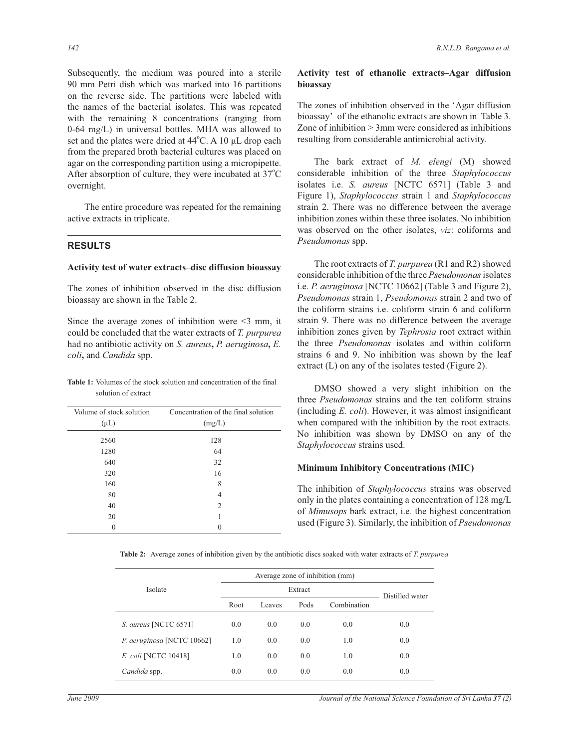Subsequently, the medium was poured into a sterile 90 mm Petri dish which was marked into 16 partitions on the reverse side. The partitions were labeled with the names of the bacterial isolates. This was repeated with the remaining 8 concentrations (ranging from 0-64 mg/L) in universal bottles. MHA was allowed to set and the plates were dried at 44°C. A 10 µL drop each from the prepared broth bacterial cultures was placed on agar on the corresponding partition using a micropipette. After absorption of culture, they were incubated at 37°C overnight.

The entire procedure was repeated for the remaining active extracts in triplicate.

## RESULTS

### Activity test of water extracts–disc diffusion bioassay

The zones of inhibition observed in the disc diffusion bioassay are shown in the Table 2.

Since the average zones of inhibition were <3 mm, it could be concluded that the water extracts of *T. purpurea* had no antibiotic activity on *S. aureus*, *P. aeruginosa*, *E. coli*, and *Candida* spp.

**Table 1:** Volumes of the stock solution and concentration of the final solution of extract

| Volume of stock solution (µL) | Concentration of the final solution (mg/L) |
|---|---|
| 2560 | 128 |
| 1280 | 64 |
| 640 | 32 |
| 320 | 16 |
| 160 | 8 |
| 80 | 4 |
| 40 | 2 |
| 20 | 1 |
| 0 | 0 |

### Activity test of ethanolic extracts–Agar diffusion bioassay

The zones of inhibition observed in the 'Agar diffusion bioassay' of the ethanolic extracts are shown in Table 3. Zone of inhibition > 3mm were considered as inhibitions resulting from considerable antimicrobial activity.

The bark extract of *M. elengi* (M) showed considerable inhibition of the three *Staphylococcus* isolates i.e. *S. aureus* [NCTC 6571] (Table 3 and Figure 1), *Staphylococcus* strain 1 and *Staphylococcus* strain 2. There was no difference between the average inhibition zones within these three isolates. No inhibition was observed on the other isolates, *viz*: coliforms and *Pseudomonas* spp.

The root extracts of *T. purpurea* (R1 and R2) showed considerable inhibition of the three *Pseudomonas* isolates i.e. *P. aeruginosa* [NCTC 10662] (Table 3 and Figure 2), *Pseudomonas* strain 1, *Pseudomonas* strain 2 and two of the coliform strains i.e. coliform strain 6 and coliform strain 9. There was no difference between the average inhibition zones given by *Tephrosia* root extract within the three *Pseudomonas* isolates and within coliform strains 6 and 9. No inhibition was shown by the leaf extract (L) on any of the isolates tested (Figure 2).

DMSO showed a very slight inhibition on the three *Pseudomonas* strains and the ten coliform strains (including *E. coli*). However, it was almost insignificant when compared with the inhibition by the root extracts. No inhibition was shown by DMSO on any of the *Staphylococcus* strains used.

### Minimum Inhibitory Concentrations (MIC)

The inhibition of *Staphylococcus* strains was observed only in the plates containing a concentration of 128 mg/L of *Mimusops* bark extract, i.e. the highest concentration used (Figure 3). Similarly, the inhibition of *Pseudomonas*

**Table 2:** Average zones of inhibition given by the antibiotic discs soaked with water extracts of *T. purpurea*

| Isolate | Average zone of inhibition (mm) | | | | |
|---|---|---|---|---|---|
| | Extract | | | | Distilled water |
| | Root | Leaves | Pods | Combination | |
| *S. aureus* [NCTC 6571] | 0.0 | 0.0 | 0.0 | 0.0 | 0.0 |
| *P. aeruginosa* [NCTC 10662] | 1.0 | 0.0 | 0.0 | 1.0 | 0.0 |
| *E. coli* [NCTC 10418] | 1.0 | 0.0 | 0.0 | 1.0 | 0.0 |
| *Candida* spp. | 0.0 | 0.0 | 0.0 | 0.0 | 0.0 |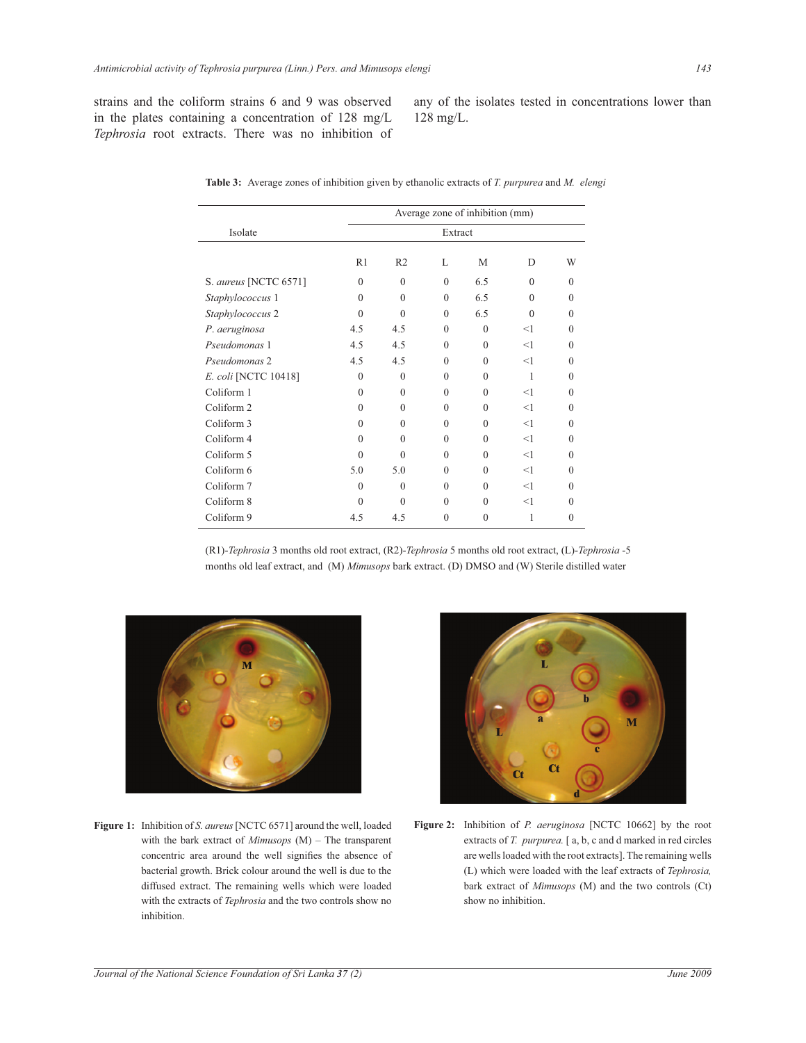strains and the coliform strains 6 and 9 was observed in the plates containing a concentration of 128 mg/L *Tephrosia* root extracts. There was no inhibition of any of the isolates tested in concentrations lower than 128 mg/L.

**Table 3:** Average zones of inhibition given by ethanolic extracts of *T. purpurea* and *M. elengi*

| Isolate | Average zone of inhibition (mm) | | | | | |
|---|---|---|---|---|---|---|
| | Extract | | | | | |
| | R1 | R2 | L | M | D | W |
| S. *aureus* [NCTC 6571] | 0 | 0 | 0 | 6.5 | 0 | 0 |
| *Staphylococcus* 1 | 0 | 0 | 0 | 6.5 | 0 | 0 |
| *Staphylococcus* 2 | 0 | 0 | 0 | 6.5 | 0 | 0 |
| *P. aeruginosa* | 4.5 | 4.5 | 0 | 0 | <1 | 0 |
| *Pseudomonas* 1 | 4.5 | 4.5 | 0 | 0 | <1 | 0 |
| *Pseudomonas* 2 | 4.5 | 4.5 | 0 | 0 | <1 | 0 |
| *E. coli* [NCTC 10418] | 0 | 0 | 0 | 0 | 1 | 0 |
| Coliform 1 | 0 | 0 | 0 | 0 | <1 | 0 |
| Coliform 2 | 0 | 0 | 0 | 0 | <1 | 0 |
| Coliform 3 | 0 | 0 | 0 | 0 | <1 | 0 |
| Coliform 4 | 0 | 0 | 0 | 0 | <1 | 0 |
| Coliform 5 | 0 | 0 | 0 | 0 | <1 | 0 |
| Coliform 6 | 5.0 | 5.0 | 0 | 0 | <1 | 0 |
| Coliform 7 | 0 | 0 | 0 | 0 | <1 | 0 |
| Coliform 8 | 0 | 0 | 0 | 0 | <1 | 0 |
| Coliform 9 | 4.5 | 4.5 | 0 | 0 | 1 | 0 |

(R1)-*Tephrosia* 3 months old root extract, (R2)-*Tephrosia* 5 months old root extract, (L)-*Tephrosia* -5 months old leaf extract, and (M) *Mimusops* bark extract. (D) DMSO and (W) Sterile distilled water

**Figure 1:** Inhibition of *S. aureus* [NCTC 6571] around the well, loaded with the bark extract of *Mimusops* (M) – The transparent concentric area around the well signifies the absence of bacterial growth. Brick colour around the well is due to the diffused extract. The remaining wells which were loaded with the extracts of *Tephrosia* and the two controls show no inhibition.

**Figure 2:** Inhibition of *P. aeruginosa* [NCTC 10662] by the root extracts of *T. purpurea.* [ a, b, c and d marked in red circles are wells loaded with the root extracts]. The remaining wells (L) which were loaded with the leaf extracts of *Tephrosia,* bark extract of *Mimusops* (M) and the two controls (Ct) show no inhibition.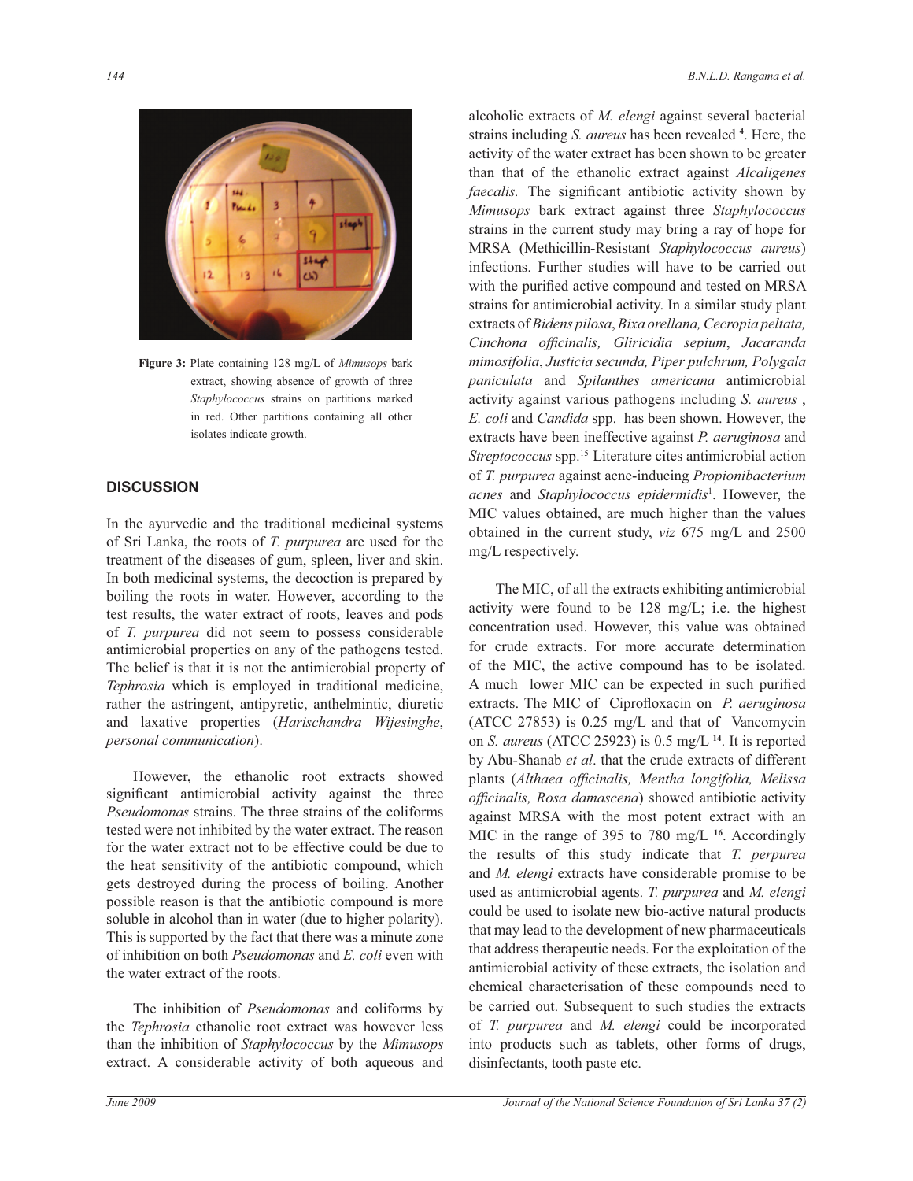Figure 3: Plate containing 128 mg/L of *Mimusops* bark extract, showing absence of growth of three *Staphylococcus* strains on partitions marked in red. Other partitions containing all other isolates indicate growth.

## DISCUSSION

In the ayurvedic and the traditional medicinal systems of Sri Lanka, the roots of *T. purpurea* are used for the treatment of the diseases of gum, spleen, liver and skin. In both medicinal systems, the decoction is prepared by boiling the roots in water. However, according to the test results, the water extract of roots, leaves and pods of *T. purpurea* did not seem to possess considerable antimicrobial properties on any of the pathogens tested. The belief is that it is not the antimicrobial property of *Tephrosia* which is employed in traditional medicine, rather the astringent, antipyretic, anthelmintic, diuretic and laxative properties (*Harischandra Wijesinghe*, *personal communication*).

However, the ethanolic root extracts showed significant antimicrobial activity against the three *Pseudomonas* strains. The three strains of the coliforms tested were not inhibited by the water extract. The reason for the water extract not to be effective could be due to the heat sensitivity of the antibiotic compound, which gets destroyed during the process of boiling. Another possible reason is that the antibiotic compound is more soluble in alcohol than in water (due to higher polarity). This is supported by the fact that there was a minute zone of inhibition on both *Pseudomonas* and *E. coli* even with the water extract of the roots.

The inhibition of *Pseudomonas* and coliforms by the *Tephrosia* ethanolic root extract was however less than the inhibition of *Staphylococcus* by the *Mimusops* extract. A considerable activity of both aqueous and alcoholic extracts of *M. elengi* against several bacterial strains including *S. aureus* has been revealed [4]. Here, the activity of the water extract has been shown to be greater than that of the ethanolic extract against *Alcaligenes faecalis.* The significant antibiotic activity shown by *Mimusops* bark extract against three *Staphylococcus* strains in the current study may bring a ray of hope for MRSA (Methicillin-Resistant *Staphylococcus aureus*) infections. Further studies will have to be carried out with the purified active compound and tested on MRSA strains for antimicrobial activity. In a similar study plant extracts of *Bidens pilosa*, *Bixa orellana, Cecropia peltata, Cinchona officinalis, Gliricidia sepium*, *Jacaranda mimosifolia*, *Justicia secunda, Piper pulchrum, Polygala paniculata* and *Spilanthes americana* antimicrobial activity against various pathogens including *S. aureus* , *E. coli* and *Candida* spp. has been shown. However, the extracts have been ineffective against *P. aeruginosa* and *Streptococcus* spp.[15] Literature cites antimicrobial action of *T. purpurea* against acne-inducing *Propionibacterium acnes* and *Staphylococcus epidermidis*[1]. However, the MIC values obtained, are much higher than the values obtained in the current study, *viz* 675 mg/L and 2500 mg/L respectively.

The MIC, of all the extracts exhibiting antimicrobial activity were found to be 128 mg/L; i.e. the highest concentration used. However, this value was obtained for crude extracts. For more accurate determination of the MIC, the active compound has to be isolated. A much lower MIC can be expected in such purified extracts. The MIC of Ciprofloxacin on *P. aeruginosa* (ATCC 27853) is 0.25 mg/L and that of Vancomycin on *S. aureus* (ATCC 25923) is 0.5 mg/L [14]. It is reported by Abu-Shanab *et al*. that the crude extracts of different plants (*Althaea officinalis, Mentha longifolia, Melissa officinalis, Rosa damascena*) showed antibiotic activity against MRSA with the most potent extract with an MIC in the range of 395 to 780 mg/L [16]. Accordingly the results of this study indicate that *T. perpurea* and *M. elengi* extracts have considerable promise to be used as antimicrobial agents. *T. purpurea* and *M. elengi* could be used to isolate new bio-active natural products that may lead to the development of new pharmaceuticals that address therapeutic needs. For the exploitation of the antimicrobial activity of these extracts, the isolation and chemical characterisation of these compounds need to be carried out. Subsequent to such studies the extracts of *T. purpurea* and *M. elengi* could be incorporated into products such as tablets, other forms of drugs, disinfectants, tooth paste etc.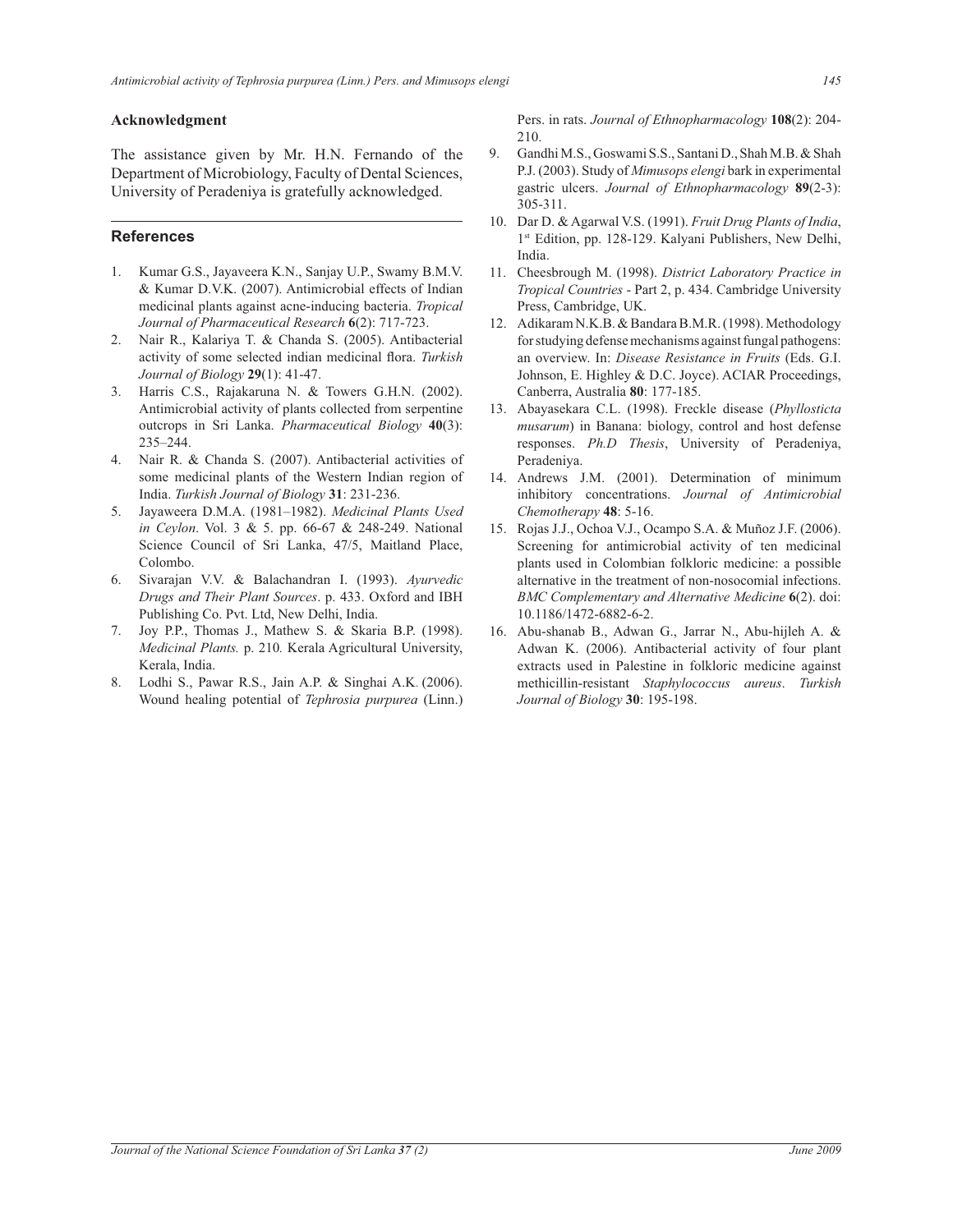### Acknowledgment

The assistance given by Mr. H.N. Fernando of the Department of Microbiology, Faculty of Dental Sciences, University of Peradeniya is gratefully acknowledged.

## References

1. Kumar G.S., Jayaveera K.N., Sanjay U.P., Swamy B.M.V. & Kumar D.V.K. (2007). Antimicrobial effects of Indian medicinal plants against acne-inducing bacteria. *Tropical Journal of Pharmaceutical Research* **6**(2): 717-723.
2. Nair R., Kalariya T. & Chanda S. (2005). Antibacterial activity of some selected indian medicinal flora. *Turkish Journal of Biology* **29**(1): 41-47.
3. Harris C.S., Rajakaruna N. & Towers G.H.N. (2002). Antimicrobial activity of plants collected from serpentine outcrops in Sri Lanka. *Pharmaceutical Biology* **40**(3): 235–244.
4. Nair R. & Chanda S. (2007). Antibacterial activities of some medicinal plants of the Western Indian region of India. *Turkish Journal of Biology* **31**: 231-236.
5. Jayaweera D.M.A. (1981–1982). *Medicinal Plants Used in Ceylon*. Vol. 3 & 5. pp. 66-67 & 248-249. National Science Council of Sri Lanka, 47/5, Maitland Place, Colombo.
6. Sivarajan V.V. & Balachandran I. (1993). *Ayurvedic Drugs and Their Plant Sources*. p. 433. Oxford and IBH Publishing Co. Pvt. Ltd, New Delhi, India.
7. Joy P.P., Thomas J., Mathew S. & Skaria B.P. (1998). *Medicinal Plants.* p. 210*.* Kerala Agricultural University, Kerala, India.
8. Lodhi S., Pawar R.S., Jain A.P. & Singhai A.K. (2006). Wound healing potential of *Tephrosia purpurea* (Linn.) Pers. in rats. *Journal of Ethnopharmacology* **108**(2): 204-210.
9. Gandhi M.S., Goswami S.S., Santani D., Shah M.B. & Shah P.J. (2003). Study of *Mimusops elengi* bark in experimental gastric ulcers. *Journal of Ethnopharmacology* **89**(2-3): 305-311.
10. Dar D. & Agarwal V.S. (1991). *Fruit Drug Plants of India*, 1st Edition, pp. 128-129. Kalyani Publishers, New Delhi, India.
11. Cheesbrough M. (1998). *District Laboratory Practice in Tropical Countries* - Part 2, p. 434. Cambridge University Press, Cambridge, UK.
12. Adikaram N.K.B. & Bandara B.M.R. (1998). Methodology for studying defense mechanisms against fungal pathogens: an overview. In: *Disease Resistance in Fruits* (Eds. G.I. Johnson, E. Highley & D.C. Joyce). ACIAR Proceedings, Canberra, Australia **80**: 177-185.
13. Abayasekara C.L. (1998). Freckle disease (*Phyllosticta musarum*) in Banana: biology, control and host defense responses. *Ph.D Thesis*, University of Peradeniya, Peradeniya.
14. Andrews J.M. (2001). Determination of minimum inhibitory concentrations. *Journal of Antimicrobial Chemotherapy* **48**: 5-16.
15. Rojas J.J., Ochoa V.J., Ocampo S.A. & Muñoz J.F. (2006). Screening for antimicrobial activity of ten medicinal plants used in Colombian folkloric medicine: a possible alternative in the treatment of non-nosocomial infections. *BMC Complementary and Alternative Medicine* **6**(2). doi: 10.1186/1472-6882-6-2.
16. Abu-shanab B., Adwan G., Jarrar N., Abu-hijleh A. & Adwan K. (2006). Antibacterial activity of four plant extracts used in Palestine in folkloric medicine against methicillin-resistant *Staphylococcus aureus*. *Turkish Journal of Biology* **30**: 195-198.